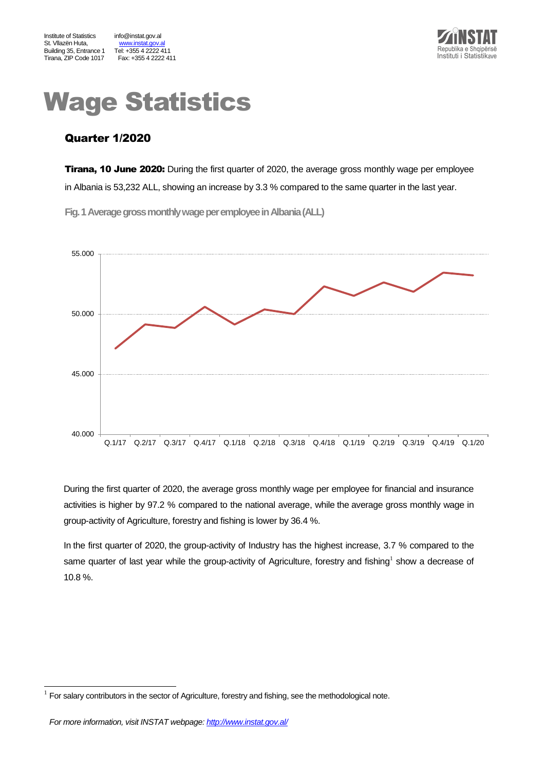Institute of Statistics
St. Vllazën Huta,
Building 35, Entrance 1
Tirana, ZIP Code 1017

info@instat.gov.al
www.instat.gov.al
Tel: +355 4 2222 411
Fax: +355 4 2222 411

# Wage Statistics

## Quarter 1/2020

**Tirana, 10 June 2020:** During the first quarter of 2020, the average gross monthly wage per employee in Albania is 53,232 ALL, showing an increase by 3.3 % compared to the same quarter in the last year.

**Fig. 1 Average gross monthly wage per employee in Albania (ALL)**

During the first quarter of 2020, the average gross monthly wage per employee for financial and insurance activities is higher by 97.2 % compared to the national average, while the average gross monthly wage in group-activity of Agriculture, forestry and fishing is lower by 36.4 %.

In the first quarter of 2020, the group-activity of Industry has the highest increase, 3.7 % compared to the same quarter of last year while the group-activity of Agriculture, forestry and fishing[1] show a decrease of 10.8 %.

[1] For salary contributors in the sector of Agriculture, forestry and fishing, see the methodological note.

*For more information, visit INSTAT webpage: http://www.instat.gov.al/*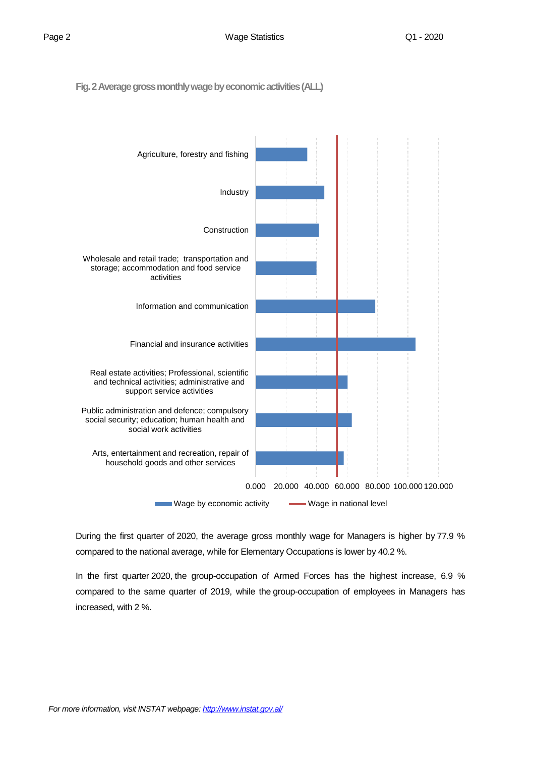Fig. 2 Average gross monthly wage by economic activities (ALL)

During the first quarter of 2020, the average gross monthly wage for Managers is higher by 77.9 % compared to the national average, while for Elementary Occupations is lower by 40.2 %.

In the first quarter 2020, the group-occupation of Armed Forces has the highest increase, 6.9 % compared to the same quarter of 2019, while the group-occupation of employees in Managers has increased, with 2 %.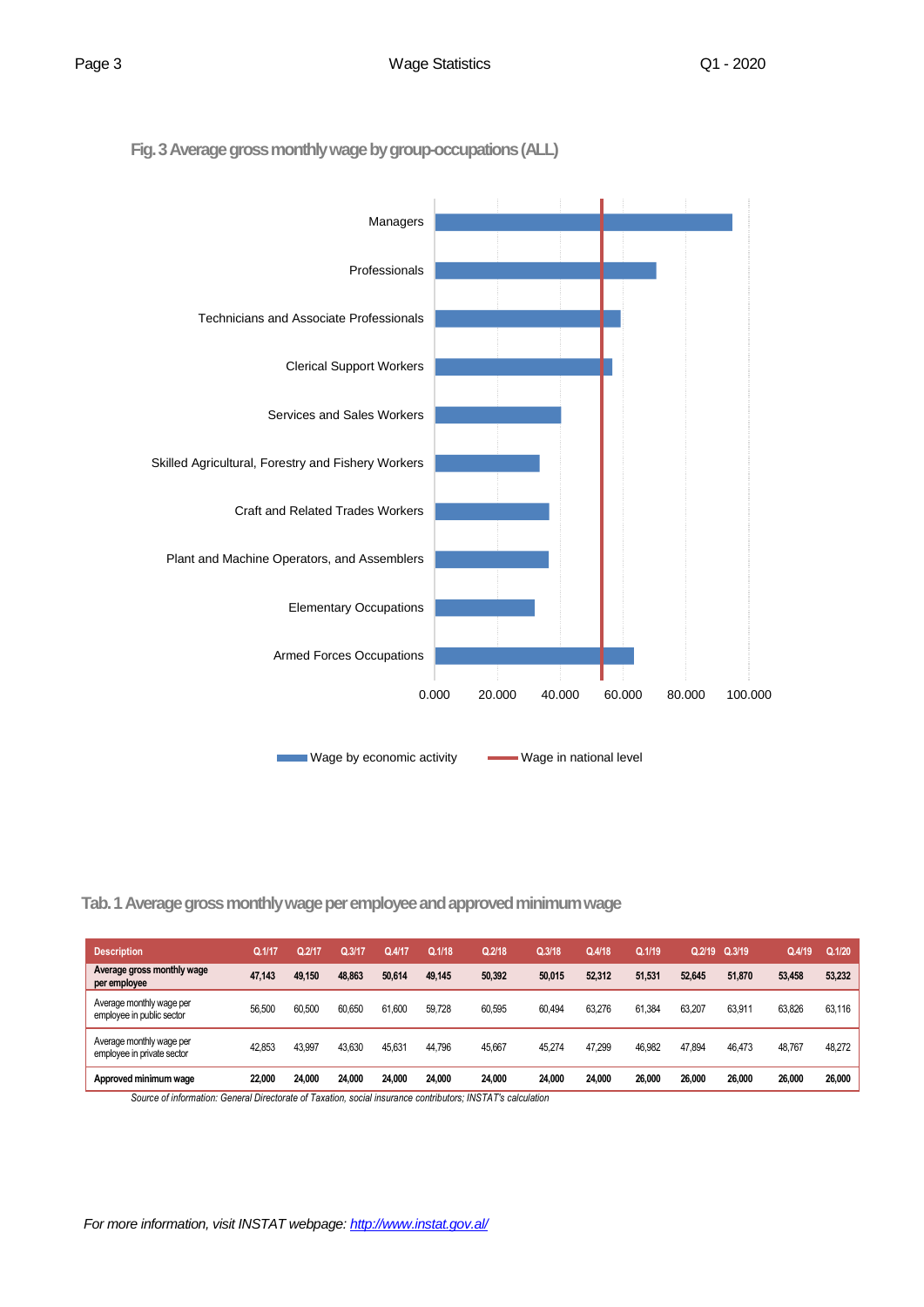**Fig. 3 Average gross monthly wage by group-occupations (ALL)**

**Tab. 1 Average gross monthly wage per employee and approved minimum wage**

| Description | Q.1/17 | Q.2/17 | Q.3/17 | Q.4/17 | Q.1/18 | Q.2/18 | Q.3/18 | Q.4/18 | Q.1/19 | Q.2/19 | Q.3/19 | Q.4/19 | Q.1/20 |
|---|---|---|---|---|---|---|---|---|---|---|---|---|---|
| **Average gross monthly wage per employee** | **47,143** | **49,150** | **48,863** | **50,614** | **49,145** | **50,392** | **50,015** | **52,312** | **51,531** | **52,645** | **51,870** | **53,458** | **53,232** |
| Average monthly wage per employee in public sector | 56,500 | 60,500 | 60,650 | 61,600 | 59,728 | 60,595 | 60,494 | 63,276 | 61,384 | 63,207 | 63,911 | 63,826 | 63,116 |
| Average monthly wage per employee in private sector | 42,853 | 43,997 | 43,630 | 45,631 | 44,796 | 45,667 | 45,274 | 47,299 | 46,982 | 47,894 | 46,473 | 48,767 | 48,272 |
| **Approved minimum wage** | **22,000** | **24,000** | **24,000** | **24,000** | **24,000** | **24,000** | **24,000** | **24,000** | **26,000** | **26,000** | **26,000** | **26,000** | **26,000** |

*Source of information: General Directorate of Taxation, social insurance contributors; INSTAT's calculation*

*For more information, visit INSTAT webpage: [http://www.instat.gov.al/](http://www.instat.gov.al/)*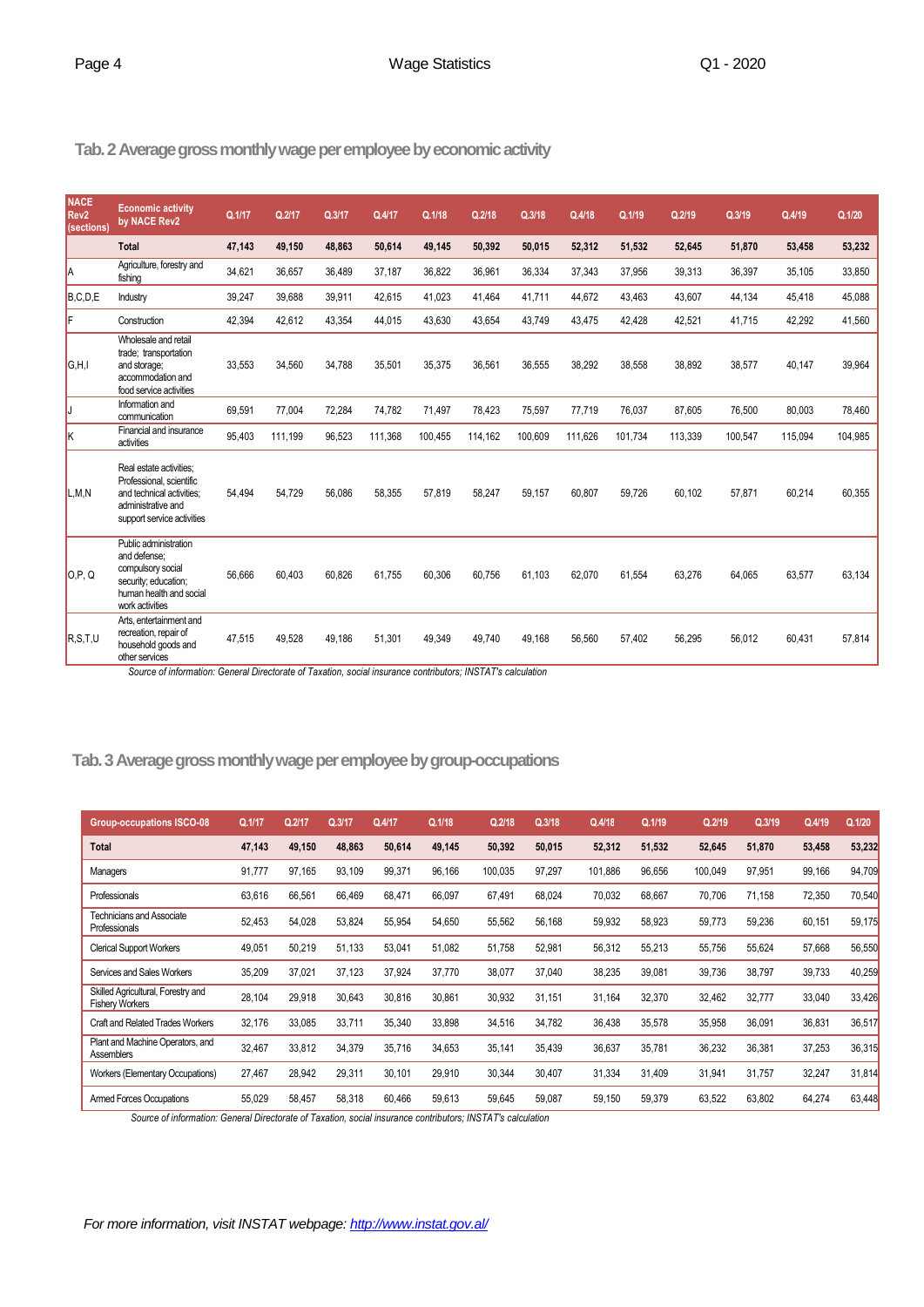## Tab. 2 Average gross monthly wage per employee by economic activity

| NACE Rev2 (sections) | Economic activity by NACE Rev2 | Q.1/17 | Q.2/17 | Q.3/17 | Q.4/17 | Q.1/18 | Q.2/18 | Q.3/18 | Q.4/18 | Q.1/19 | Q.2/19 | Q.3/19 | Q.4/19 | Q.1/20 |
|---|---|---|---|---|---|---|---|---|---|---|---|---|---|---|
| | **Total** | **47,143** | **49,150** | **48,863** | **50,614** | **49,145** | **50,392** | **50,015** | **52,312** | **51,532** | **52,645** | **51,870** | **53,458** | **53,232** |
| A | Agriculture, forestry and fishing | 34,621 | 36,657 | 36,489 | 37,187 | 36,822 | 36,961 | 36,334 | 37,343 | 37,956 | 39,313 | 36,397 | 35,105 | 33,850 |
| B,C,D,E | Industry | 39,247 | 39,688 | 39,911 | 42,615 | 41,023 | 41,464 | 41,711 | 44,672 | 43,463 | 43,607 | 44,134 | 45,418 | 45,088 |
| F | Construction | 42,394 | 42,612 | 43,354 | 44,015 | 43,630 | 43,654 | 43,749 | 43,475 | 42,428 | 42,521 | 41,715 | 42,292 | 41,560 |
| G,H,I | Wholesale and retail trade; transportation and storage; accommodation and food service activities | 33,553 | 34,560 | 34,788 | 35,501 | 35,375 | 36,561 | 36,555 | 38,292 | 38,558 | 38,892 | 38,577 | 40,147 | 39,964 |
| J | Information and communication | 69,591 | 77,004 | 72,284 | 74,782 | 71,497 | 78,423 | 75,597 | 77,719 | 76,037 | 87,605 | 76,500 | 80,003 | 78,460 |
| K | Financial and insurance activities | 95,403 | 111,199 | 96,523 | 111,368 | 100,455 | 114,162 | 100,609 | 111,626 | 101,734 | 113,339 | 100,547 | 115,094 | 104,985 |
| L,M,N | Real estate activities; Professional, scientific and technical activities; administrative and support service activities | 54,494 | 54,729 | 56,086 | 58,355 | 57,819 | 58,247 | 59,157 | 60,807 | 59,726 | 60,102 | 57,871 | 60,214 | 60,355 |
| O,P, Q | Public administration and defense; compulsory social security; education; human health and social work activities | 56,666 | 60,403 | 60,826 | 61,755 | 60,306 | 60,756 | 61,103 | 62,070 | 61,554 | 63,276 | 64,065 | 63,577 | 63,134 |
| R,S,T,U | Arts, entertainment and recreation, repair of household goods and other services | 47,515 | 49,528 | 49,186 | 51,301 | 49,349 | 49,740 | 49,168 | 56,560 | 57,402 | 56,295 | 56,012 | 60,431 | 57,814 |

*Source of information: General Directorate of Taxation, social insurance contributors; INSTAT's calculation*

## Tab. 3 Average gross monthly wage per employee by group-occupations

| Group-occupations ISCO-08 | Q.1/17 | Q.2/17 | Q.3/17 | Q.4/17 | Q.1/18 | Q.2/18 | Q.3/18 | Q.4/18 | Q.1/19 | Q.2/19 | Q.3/19 | Q.4/19 | Q.1/20 |
|---|---|---|---|---|---|---|---|---|---|---|---|---|---|
| **Total** | **47,143** | **49,150** | **48,863** | **50,614** | **49,145** | **50,392** | **50,015** | **52,312** | **51,532** | **52,645** | **51,870** | **53,458** | **53,232** |
| Managers | 91,777 | 97,165 | 93,109 | 99,371 | 96,166 | 100,035 | 97,297 | 101,886 | 96,656 | 100,049 | 97,951 | 99,166 | 94,709 |
| Professionals | 63,616 | 66,561 | 66,469 | 68,471 | 66,097 | 67,491 | 68,024 | 70,032 | 68,667 | 70,706 | 71,158 | 72,350 | 70,540 |
| Technicians and Associate Professionals | 52,453 | 54,028 | 53,824 | 55,954 | 54,650 | 55,562 | 56,168 | 59,932 | 58,923 | 59,773 | 59,236 | 60,151 | 59,175 |
| Clerical Support Workers | 49,051 | 50,219 | 51,133 | 53,041 | 51,082 | 51,758 | 52,981 | 56,312 | 55,213 | 55,756 | 55,624 | 57,668 | 56,550 |
| Services and Sales Workers | 35,209 | 37,021 | 37,123 | 37,924 | 37,770 | 38,077 | 37,040 | 38,235 | 39,081 | 39,736 | 38,797 | 39,733 | 40,259 |
| Skilled Agricultural, Forestry and Fishery Workers | 28,104 | 29,918 | 30,643 | 30,816 | 30,861 | 30,932 | 31,151 | 31,164 | 32,370 | 32,462 | 32,777 | 33,040 | 33,426 |
| Craft and Related Trades Workers | 32,176 | 33,085 | 33,711 | 35,340 | 33,898 | 34,516 | 34,782 | 36,438 | 35,578 | 35,958 | 36,091 | 36,831 | 36,517 |
| Plant and Machine Operators, and Assemblers | 32,467 | 33,812 | 34,379 | 35,716 | 34,653 | 35,141 | 35,439 | 36,637 | 35,781 | 36,232 | 36,381 | 37,253 | 36,315 |
| Workers (Elementary Occupations) | 27,467 | 28,942 | 29,311 | 30,101 | 29,910 | 30,344 | 30,407 | 31,334 | 31,409 | 31,941 | 31,757 | 32,247 | 31,814 |
| Armed Forces Occupations | 55,029 | 58,457 | 58,318 | 60,466 | 59,613 | 59,645 | 59,087 | 59,150 | 59,379 | 63,522 | 63,802 | 64,274 | 63,448 |

*Source of information: General Directorate of Taxation, social insurance contributors; INSTAT's calculation*

*For more information, visit INSTAT webpage: http://www.instat.gov.al/*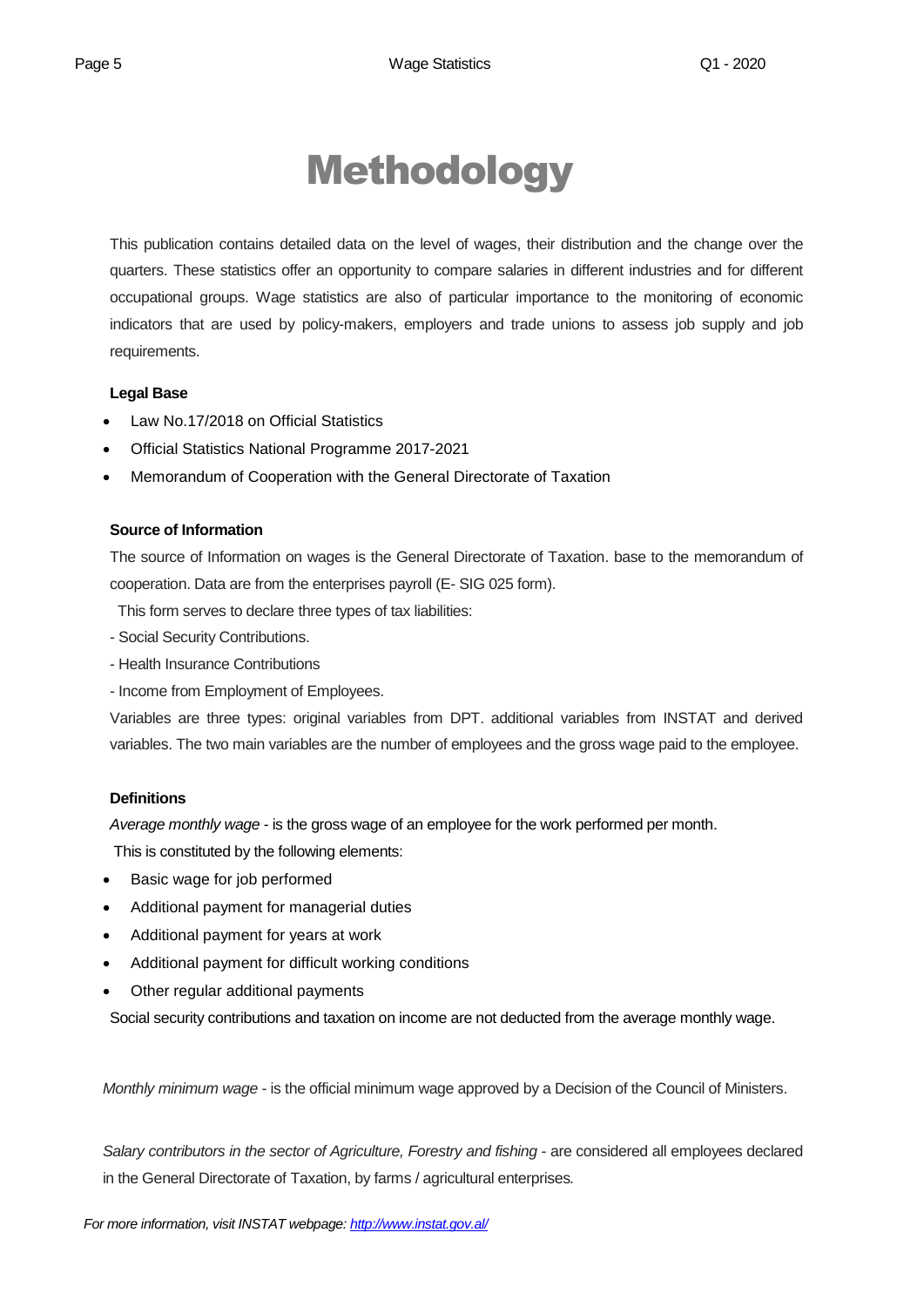# Methodology

This publication contains detailed data on the level of wages, their distribution and the change over the quarters. These statistics offer an opportunity to compare salaries in different industries and for different occupational groups. Wage statistics are also of particular importance to the monitoring of economic indicators that are used by policy-makers, employers and trade unions to assess job supply and job requirements.

**Legal Base**

- Law No.17/2018 on Official Statistics
- Official Statistics National Programme 2017-2021
- Memorandum of Cooperation with the General Directorate of Taxation

**Source of Information**

The source of Information on wages is the General Directorate of Taxation. base to the memorandum of cooperation. Data are from the enterprises payroll (E- SIG 025 form).

This form serves to declare three types of tax liabilities:

- Social Security Contributions.
- Health Insurance Contributions
- Income from Employment of Employees.

Variables are three types: original variables from DPT. additional variables from INSTAT and derived variables. The two main variables are the number of employees and the gross wage paid to the employee.

**Definitions**

*Average monthly wage* - is the gross wage of an employee for the work performed per month.

This is constituted by the following elements:

- Basic wage for job performed
- Additional payment for managerial duties
- Additional payment for years at work
- Additional payment for difficult working conditions
- Other regular additional payments

Social security contributions and taxation on income are not deducted from the average monthly wage.

*Monthly minimum wage* - is the official minimum wage approved by a Decision of the Council of Ministers.

*Salary contributors in the sector of Agriculture, Forestry and fishing* - are considered all employees declared in the General Directorate of Taxation, by farms / agricultural enterprises.

*For more information, visit INSTAT webpage: http://www.instat.gov.al/*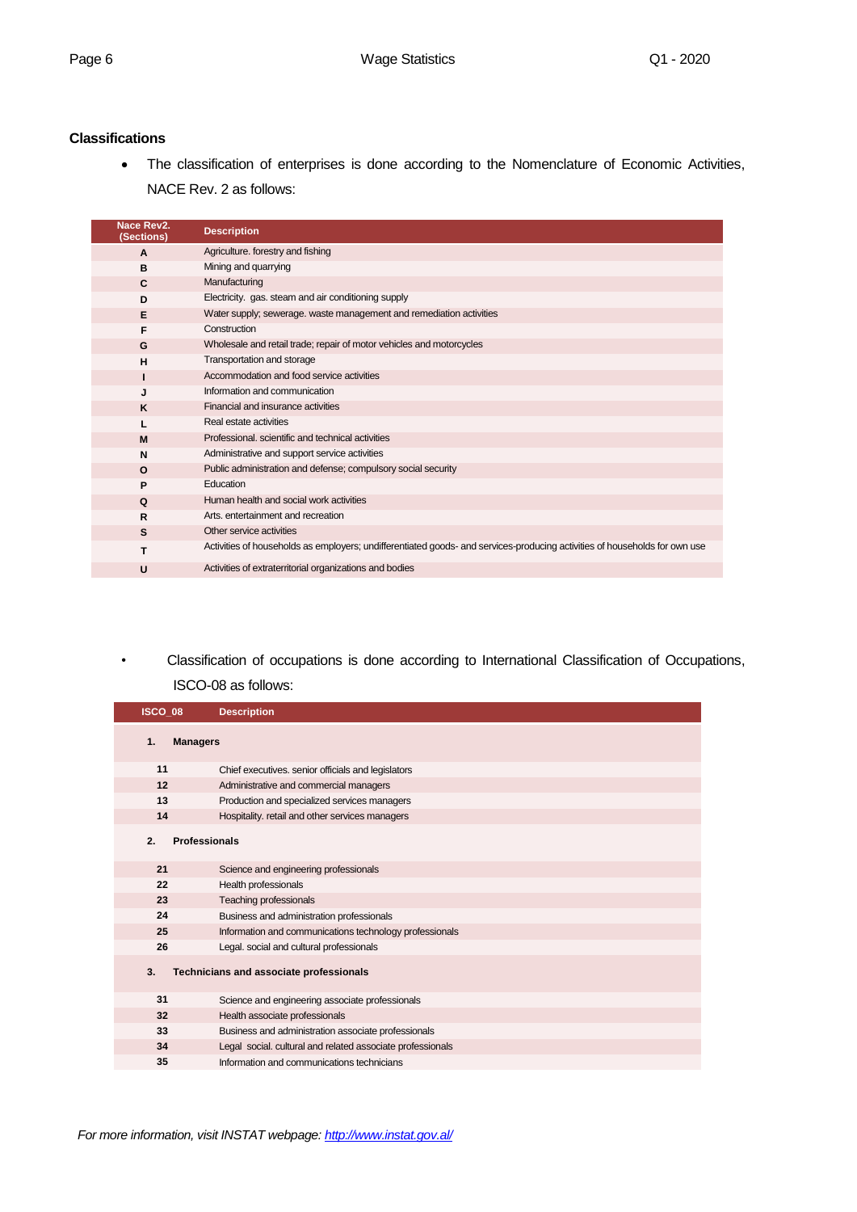### Classifications

- The classification of enterprises is done according to the Nomenclature of Economic Activities, NACE Rev. 2 as follows:

| Nace Rev2. (Sections) | Description |
|---|---|
| A | Agriculture. forestry and fishing |
| B | Mining and quarrying |
| C | Manufacturing |
| D | Electricity. gas. steam and air conditioning supply |
| E | Water supply; sewerage. waste management and remediation activities |
| F | Construction |
| G | Wholesale and retail trade; repair of motor vehicles and motorcycles |
| H | Transportation and storage |
| I | Accommodation and food service activities |
| J | Information and communication |
| K | Financial and insurance activities |
| L | Real estate activities |
| M | Professional. scientific and technical activities |
| N | Administrative and support service activities |
| O | Public administration and defense; compulsory social security |
| P | Education |
| Q | Human health and social work activities |
| R | Arts. entertainment and recreation |
| S | Other service activities |
| T | Activities of households as employers; undifferentiated goods- and services-producing activities of households for own use |
| U | Activities of extraterritorial organizations and bodies |

- Classification of occupations is done according to International Classification of Occupations, ISCO-08 as follows:

| ISCO_08 | Description |
|---|---|
| **1.** | **Managers** |
| 11 | Chief executives. senior officials and legislators |
| 12 | Administrative and commercial managers |
| 13 | Production and specialized services managers |
| 14 | Hospitality. retail and other services managers |
| **2.** | **Professionals** |
| 21 | Science and engineering professionals |
| 22 | Health professionals |
| 23 | Teaching professionals |
| 24 | Business and administration professionals |
| 25 | Information and communications technology professionals |
| 26 | Legal. social and cultural professionals |
| **3.** | **Technicians and associate professionals** |
| 31 | Science and engineering associate professionals |
| 32 | Health associate professionals |
| 33 | Business and administration associate professionals |
| 34 | Legal social. cultural and related associate professionals |
| 35 | Information and communications technicians |

*For more information, visit INSTAT webpage: [http://www.instat.gov.al/](http://www.instat.gov.al/)*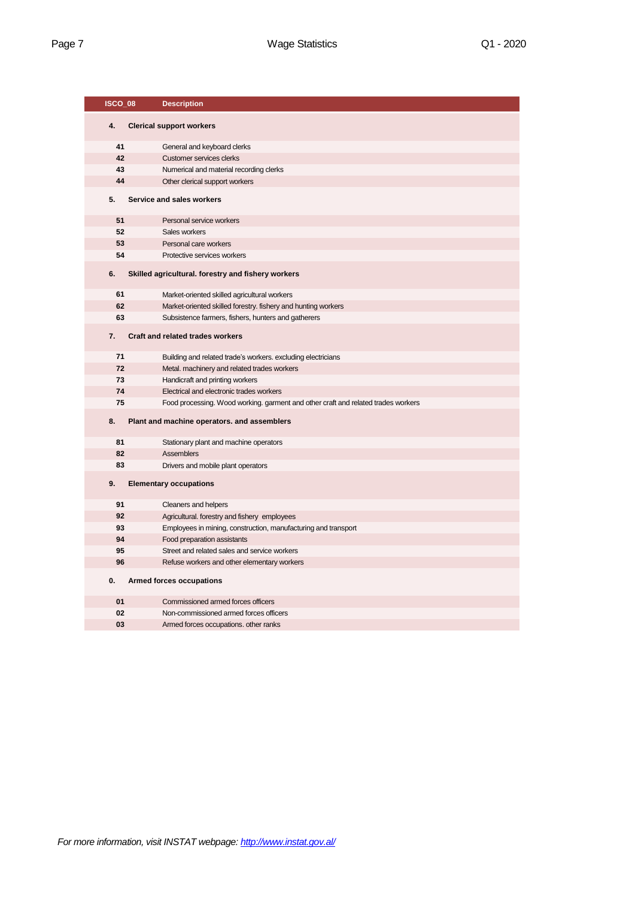| ISCO_08 | Description |
|---|---|
| **4.** | **Clerical support workers** |
| **41** | General and keyboard clerks |
| **42** | Customer services clerks |
| **43** | Numerical and material recording clerks |
| **44** | Other clerical support workers |
| **5.** | **Service and sales workers** |
| **51** | Personal service workers |
| **52** | Sales workers |
| **53** | Personal care workers |
| **54** | Protective services workers |
| **6.** | **Skilled agricultural. forestry and fishery workers** |
| **61** | Market-oriented skilled agricultural workers |
| **62** | Market-oriented skilled forestry. fishery and hunting workers |
| **63** | Subsistence farmers, fishers, hunters and gatherers |
| **7.** | **Craft and related trades workers** |
| **71** | Building and related trade's workers. excluding electricians |
| **72** | Metal. machinery and related trades workers |
| **73** | Handicraft and printing workers |
| **74** | Electrical and electronic trades workers |
| **75** | Food processing. Wood working. garment and other craft and related trades workers |
| **8.** | **Plant and machine operators. and assemblers** |
| **81** | Stationary plant and machine operators |
| **82** | Assemblers |
| **83** | Drivers and mobile plant operators |
| **9.** | **Elementary occupations** |
| **91** | Cleaners and helpers |
| **92** | Agricultural. forestry and fishery employees |
| **93** | Employees in mining, construction, manufacturing and transport |
| **94** | Food preparation assistants |
| **95** | Street and related sales and service workers |
| **96** | Refuse workers and other elementary workers |
| **0.** | **Armed forces occupations** |
| **01** | Commissioned armed forces officers |
| **02** | Non-commissioned armed forces officers |
| **03** | Armed forces occupations. other ranks |

*For more information, visit INSTAT webpage: [http://www.instat.gov.al/](http://www.instat.gov.al/)*